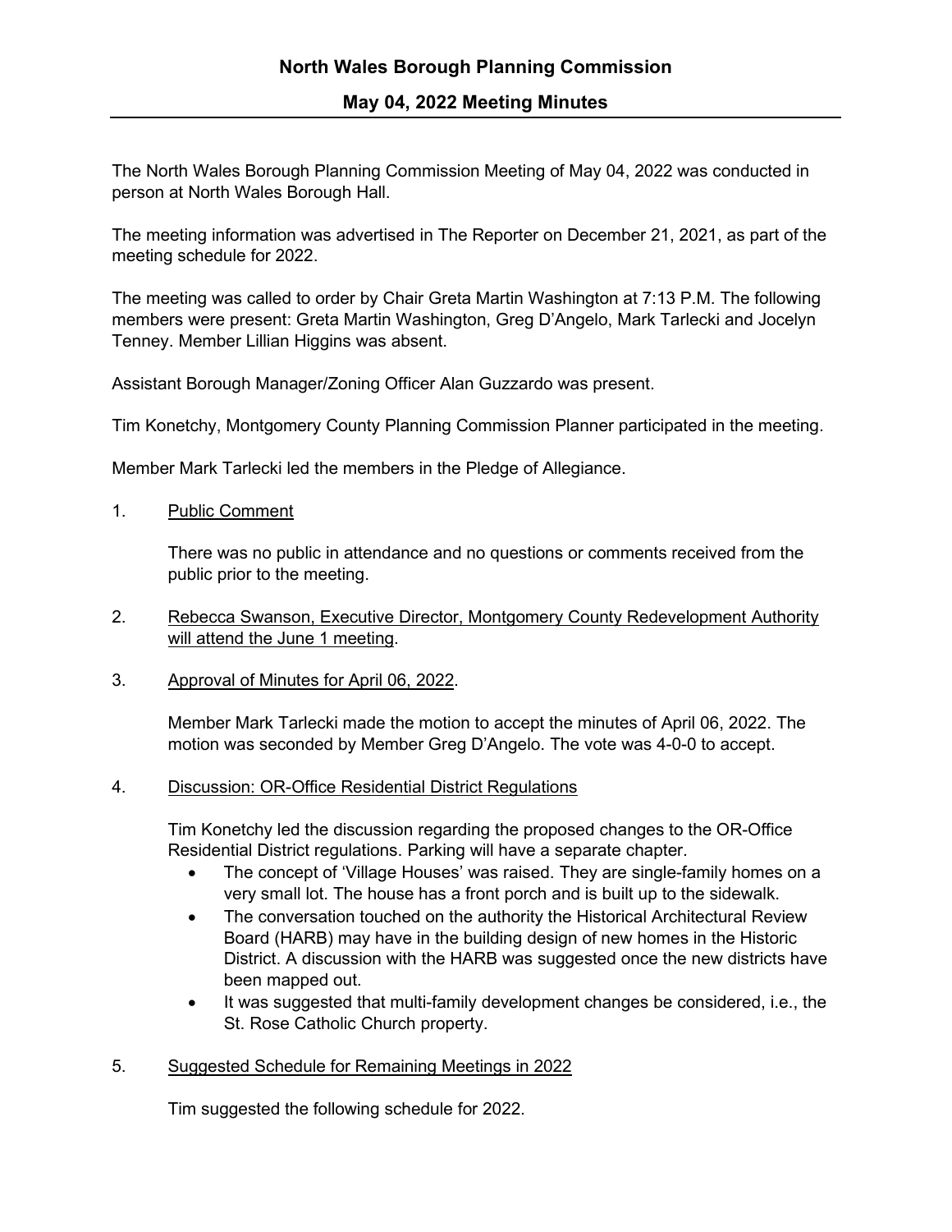# North Wales Borough Planning Commission

## May 04, 2022 Meeting Minutes

The North Wales Borough Planning Commission Meeting of May 04, 2022 was conducted in person at North Wales Borough Hall.

The meeting information was advertised in The Reporter on December 21, 2021, as part of the meeting schedule for 2022.

The meeting was called to order by Chair Greta Martin Washington at 7:13 P.M. The following members were present: Greta Martin Washington, Greg D'Angelo, Mark Tarlecki and Jocelyn Tenney. Member Lillian Higgins was absent.

Assistant Borough Manager/Zoning Officer Alan Guzzardo was present.

Tim Konetchy, Montgomery County Planning Commission Planner participated in the meeting.

Member Mark Tarlecki led the members in the Pledge of Allegiance.

1. Public Comment

   There was no public in attendance and no questions or comments received from the public prior to the meeting.

2. Rebecca Swanson, Executive Director, Montgomery County Redevelopment Authority will attend the June 1 meeting.

3. Approval of Minutes for April 06, 2022.

   Member Mark Tarlecki made the motion to accept the minutes of April 06, 2022. The motion was seconded by Member Greg D'Angelo. The vote was 4-0-0 to accept.

4. Discussion: OR-Office Residential District Regulations

   Tim Konetchy led the discussion regarding the proposed changes to the OR-Office Residential District regulations. Parking will have a separate chapter.

   - The concept of 'Village Houses' was raised. They are single-family homes on a very small lot. The house has a front porch and is built up to the sidewalk.
   - The conversation touched on the authority the Historical Architectural Review Board (HARB) may have in the building design of new homes in the Historic District. A discussion with the HARB was suggested once the new districts have been mapped out.
   - It was suggested that multi-family development changes be considered, i.e., the St. Rose Catholic Church property.

5. Suggested Schedule for Remaining Meetings in 2022

   Tim suggested the following schedule for 2022.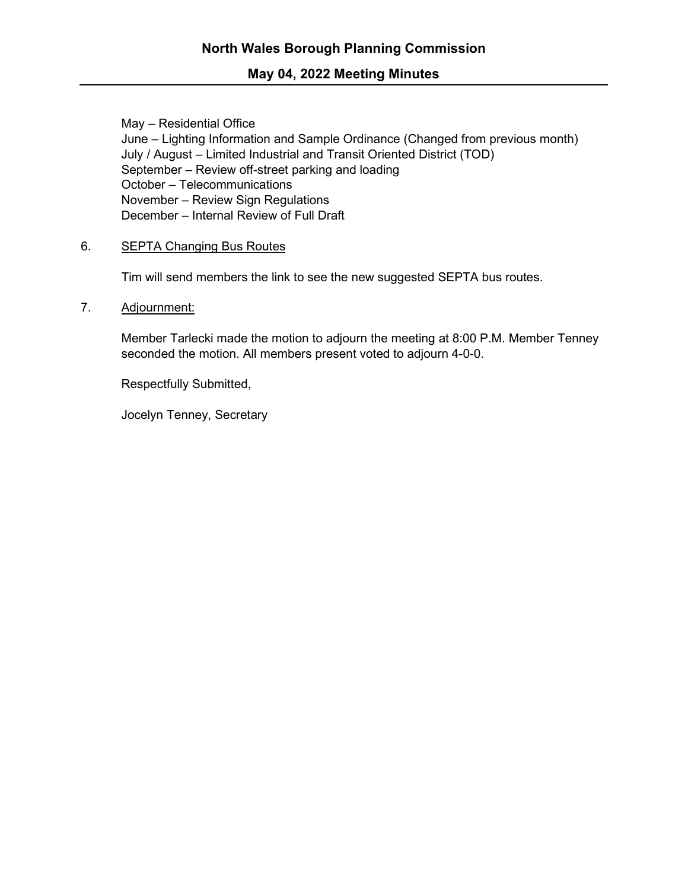May – Residential Office
June – Lighting Information and Sample Ordinance (Changed from previous month)
July / August – Limited Industrial and Transit Oriented District (TOD)
September – Review off-street parking and loading
October – Telecommunications
November – Review Sign Regulations
December – Internal Review of Full Draft

6. SEPTA Changing Bus Routes

   Tim will send members the link to see the new suggested SEPTA bus routes.

7. Adjournment:

   Member Tarlecki made the motion to adjourn the meeting at 8:00 P.M. Member Tenney seconded the motion. All members present voted to adjourn 4-0-0.

   Respectfully Submitted,

   Jocelyn Tenney, Secretary